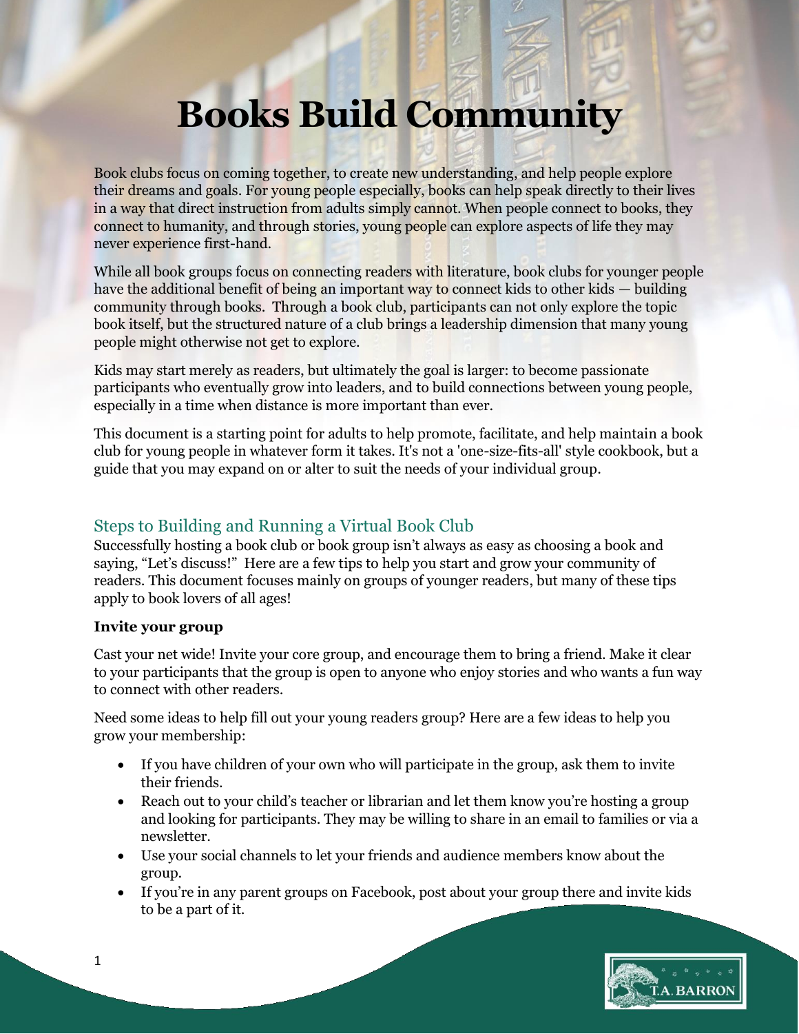# Books Build Community

Book clubs focus on coming together, to create new understanding, and help people explore their dreams and goals. For young people especially, books can help speak directly to their lives in a way that direct instruction from adults simply cannot. When people connect to books, they connect to humanity, and through stories, young people can explore aspects of life they may never experience first-hand.

While all book groups focus on connecting readers with literature, book clubs for younger people have the additional benefit of being an important way to connect kids to other kids — building community through books. Through a book club, participants can not only explore the topic book itself, but the structured nature of a club brings a leadership dimension that many young people might otherwise not get to explore.

Kids may start merely as readers, but ultimately the goal is larger: to become passionate participants who eventually grow into leaders, and to build connections between young people, especially in a time when distance is more important than ever.

This document is a starting point for adults to help promote, facilitate, and help maintain a book club for young people in whatever form it takes. It's not a 'one-size-fits-all' style cookbook, but a guide that you may expand on or alter to suit the needs of your individual group.

## Steps to Building and Running a Virtual Book Club

Successfully hosting a book club or book group isn't always as easy as choosing a book and saying, "Let's discuss!" Here are a few tips to help you start and grow your community of readers. This document focuses mainly on groups of younger readers, but many of these tips apply to book lovers of all ages!

### Invite your group

Cast your net wide! Invite your core group, and encourage them to bring a friend. Make it clear to your participants that the group is open to anyone who enjoy stories and who wants a fun way to connect with other readers.

Need some ideas to help fill out your young readers group? Here are a few ideas to help you grow your membership:

- If you have children of your own who will participate in the group, ask them to invite their friends.
- Reach out to your child's teacher or librarian and let them know you're hosting a group and looking for participants. They may be willing to share in an email to families or via a newsletter.
- Use your social channels to let your friends and audience members know about the group.
- If you're in any parent groups on Facebook, post about your group there and invite kids to be a part of it.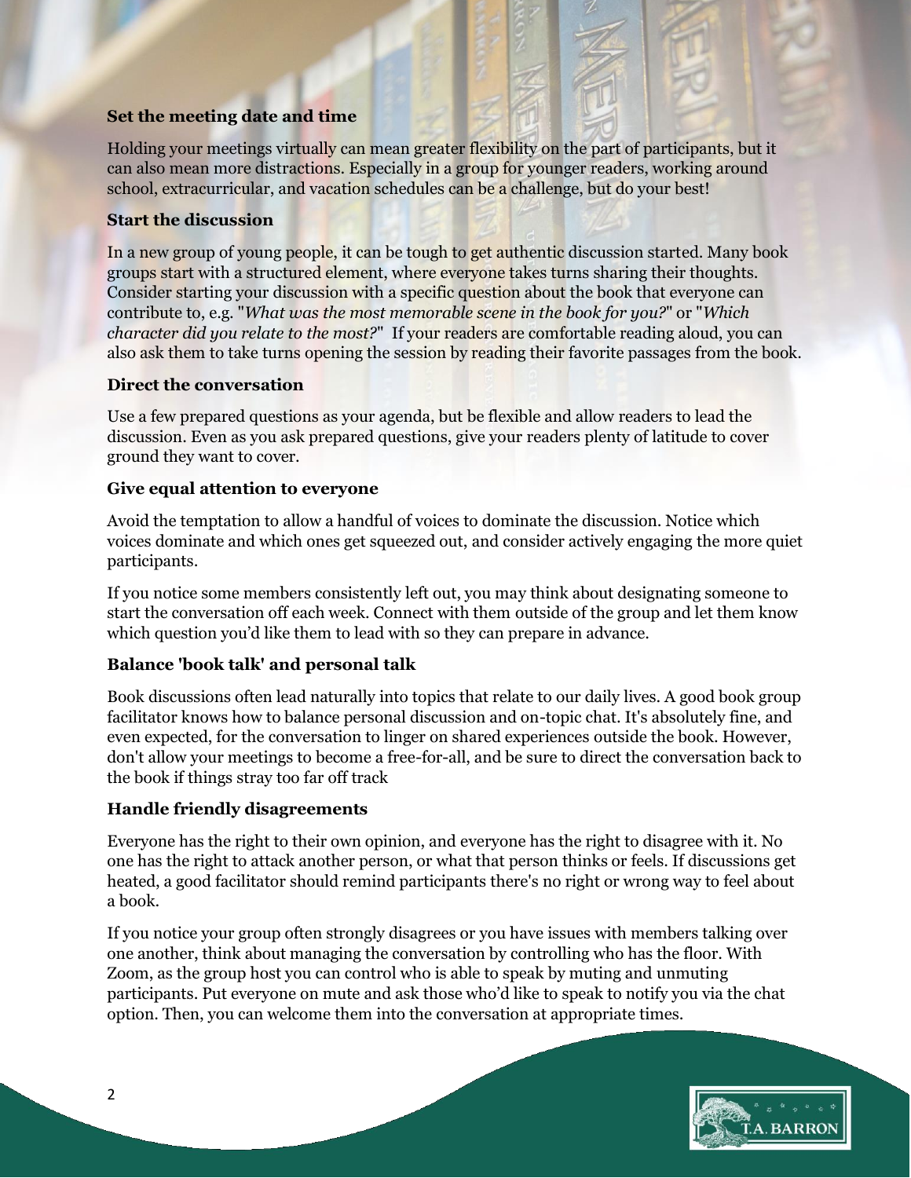### Set the meeting date and time

Holding your meetings virtually can mean greater flexibility on the part of participants, but it can also mean more distractions. Especially in a group for younger readers, working around school, extracurricular, and vacation schedules can be a challenge, but do your best!

### Start the discussion

In a new group of young people, it can be tough to get authentic discussion started. Many book groups start with a structured element, where everyone takes turns sharing their thoughts. Consider starting your discussion with a specific question about the book that everyone can contribute to, e.g. "*What was the most memorable scene in the book for you?*" or "*Which character did you relate to the most?*" If your readers are comfortable reading aloud, you can also ask them to take turns opening the session by reading their favorite passages from the book.

### Direct the conversation

Use a few prepared questions as your agenda, but be flexible and allow readers to lead the discussion. Even as you ask prepared questions, give your readers plenty of latitude to cover ground they want to cover.

### Give equal attention to everyone

Avoid the temptation to allow a handful of voices to dominate the discussion. Notice which voices dominate and which ones get squeezed out, and consider actively engaging the more quiet participants.

If you notice some members consistently left out, you may think about designating someone to start the conversation off each week. Connect with them outside of the group and let them know which question you'd like them to lead with so they can prepare in advance.

### Balance 'book talk' and personal talk

Book discussions often lead naturally into topics that relate to our daily lives. A good book group facilitator knows how to balance personal discussion and on-topic chat. It's absolutely fine, and even expected, for the conversation to linger on shared experiences outside the book. However, don't allow your meetings to become a free-for-all, and be sure to direct the conversation back to the book if things stray too far off track

### Handle friendly disagreements

Everyone has the right to their own opinion, and everyone has the right to disagree with it. No one has the right to attack another person, or what that person thinks or feels. If discussions get heated, a good facilitator should remind participants there's no right or wrong way to feel about a book.

If you notice your group often strongly disagrees or you have issues with members talking over one another, think about managing the conversation by controlling who has the floor. With Zoom, as the group host you can control who is able to speak by muting and unmuting participants. Put everyone on mute and ask those who'd like to speak to notify you via the chat option. Then, you can welcome them into the conversation at appropriate times.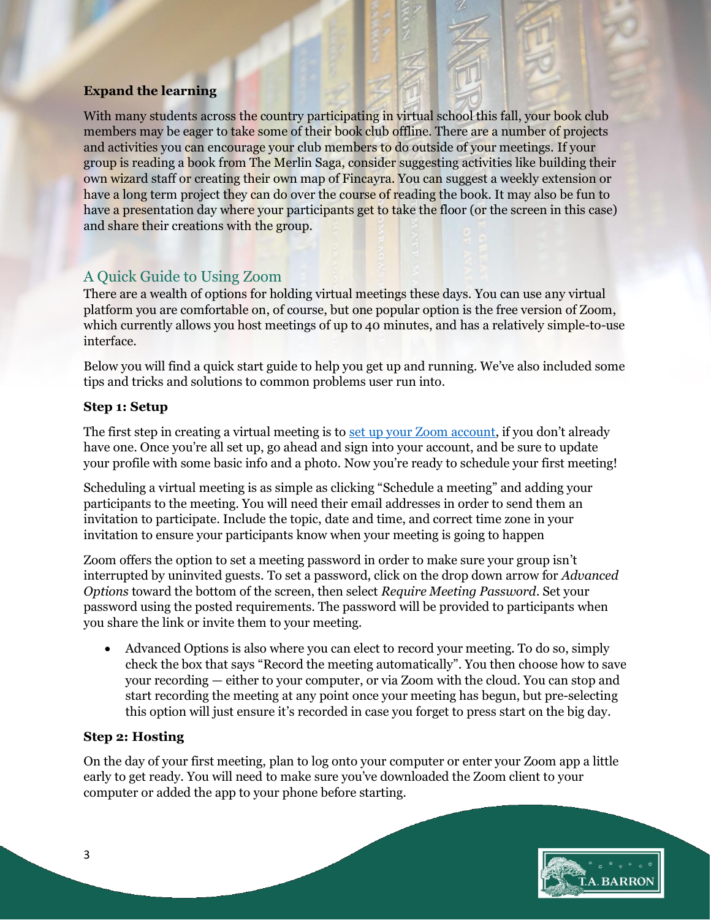**Expand the learning**

With many students across the country participating in virtual school this fall, your book club members may be eager to take some of their book club offline. There are a number of projects and activities you can encourage your club members to do outside of your meetings. If your group is reading a book from The Merlin Saga, consider suggesting activities like building their own wizard staff or creating their own map of Fincayra. You can suggest a weekly extension or have a long term project they can do over the course of reading the book. It may also be fun to have a presentation day where your participants get to take the floor (or the screen in this case) and share their creations with the group.

## A Quick Guide to Using Zoom

There are a wealth of options for holding virtual meetings these days. You can use any virtual platform you are comfortable on, of course, but one popular option is the free version of Zoom, which currently allows you host meetings of up to 40 minutes, and has a relatively simple-to-use interface.

Below you will find a quick start guide to help you get up and running. We've also included some tips and tricks and solutions to common problems user run into.

**Step 1: Setup**

The first step in creating a virtual meeting is to set up your Zoom account, if you don't already have one. Once you're all set up, go ahead and sign into your account, and be sure to update your profile with some basic info and a photo. Now you're ready to schedule your first meeting!

Scheduling a virtual meeting is as simple as clicking "Schedule a meeting" and adding your participants to the meeting. You will need their email addresses in order to send them an invitation to participate. Include the topic, date and time, and correct time zone in your invitation to ensure your participants know when your meeting is going to happen

Zoom offers the option to set a meeting password in order to make sure your group isn't interrupted by uninvited guests. To set a password, click on the drop down arrow for *Advanced Options* toward the bottom of the screen, then select *Require Meeting Password*. Set your password using the posted requirements. The password will be provided to participants when you share the link or invite them to your meeting.

- Advanced Options is also where you can elect to record your meeting. To do so, simply check the box that says "Record the meeting automatically". You then choose how to save your recording — either to your computer, or via Zoom with the cloud. You can stop and start recording the meeting at any point once your meeting has begun, but pre-selecting this option will just ensure it's recorded in case you forget to press start on the big day.

**Step 2: Hosting**

On the day of your first meeting, plan to log onto your computer or enter your Zoom app a little early to get ready. You will need to make sure you've downloaded the Zoom client to your computer or added the app to your phone before starting.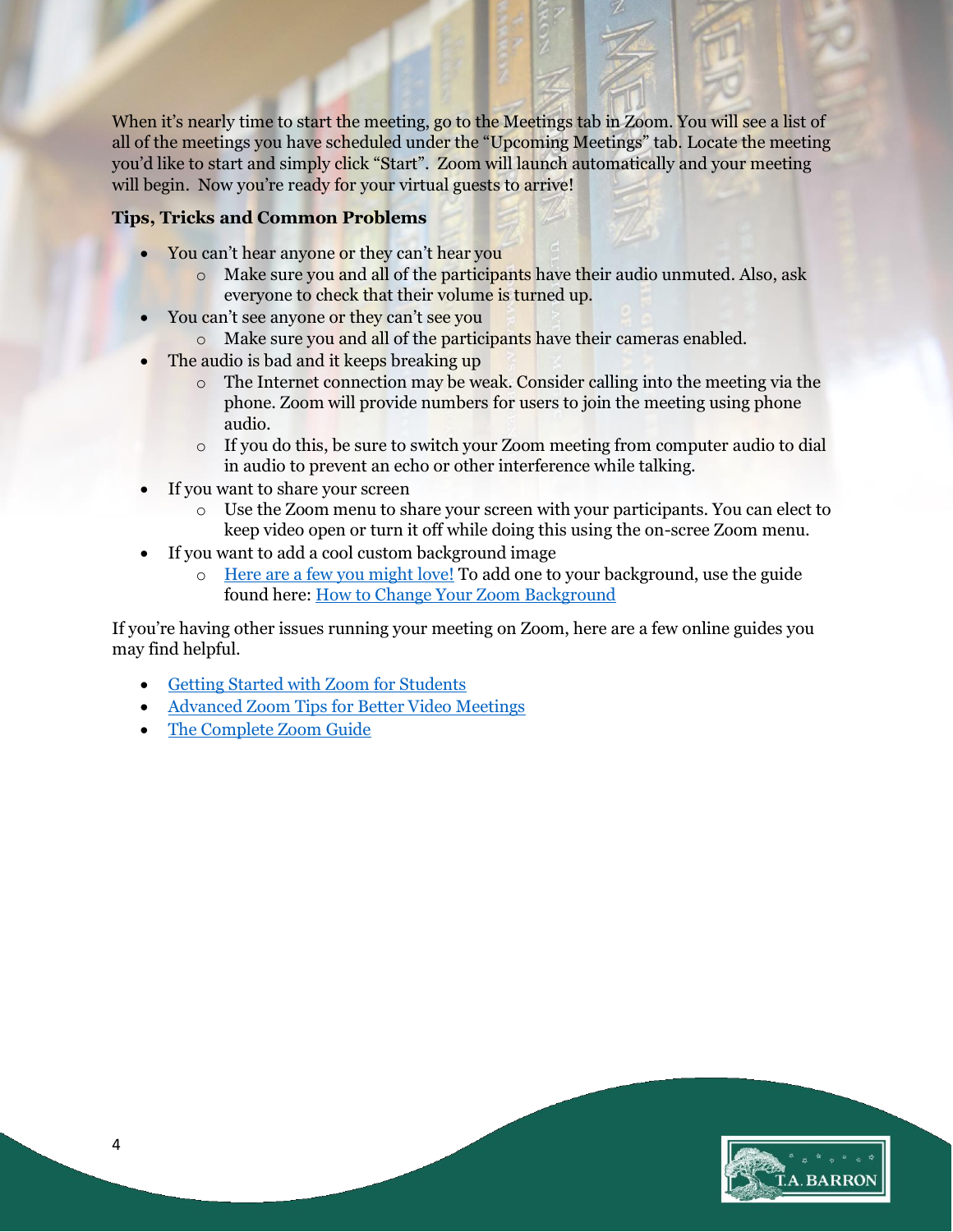When it's nearly time to start the meeting, go to the Meetings tab in Zoom. You will see a list of all of the meetings you have scheduled under the "Upcoming Meetings" tab. Locate the meeting you'd like to start and simply click "Start". Zoom will launch automatically and your meeting will begin. Now you're ready for your virtual guests to arrive!

**Tips, Tricks and Common Problems**

- You can't hear anyone or they can't hear you
  - Make sure you and all of the participants have their audio unmuted. Also, ask everyone to check that their volume is turned up.
- You can't see anyone or they can't see you
  - Make sure you and all of the participants have their cameras enabled.
- The audio is bad and it keeps breaking up
  - The Internet connection may be weak. Consider calling into the meeting via the phone. Zoom will provide numbers for users to join the meeting using phone audio.
  - If you do this, be sure to switch your Zoom meeting from computer audio to dial in audio to prevent an echo or other interference while talking.
- If you want to share your screen
  - Use the Zoom menu to share your screen with your participants. You can elect to keep video open or turn it off while doing this using the on-scree Zoom menu.
- If you want to add a cool custom background image
  - Here are a few you might love! To add one to your background, use the guide found here: How to Change Your Zoom Background

If you're having other issues running your meeting on Zoom, here are a few online guides you may find helpful.

- Getting Started with Zoom for Students
- Advanced Zoom Tips for Better Video Meetings
- The Complete Zoom Guide